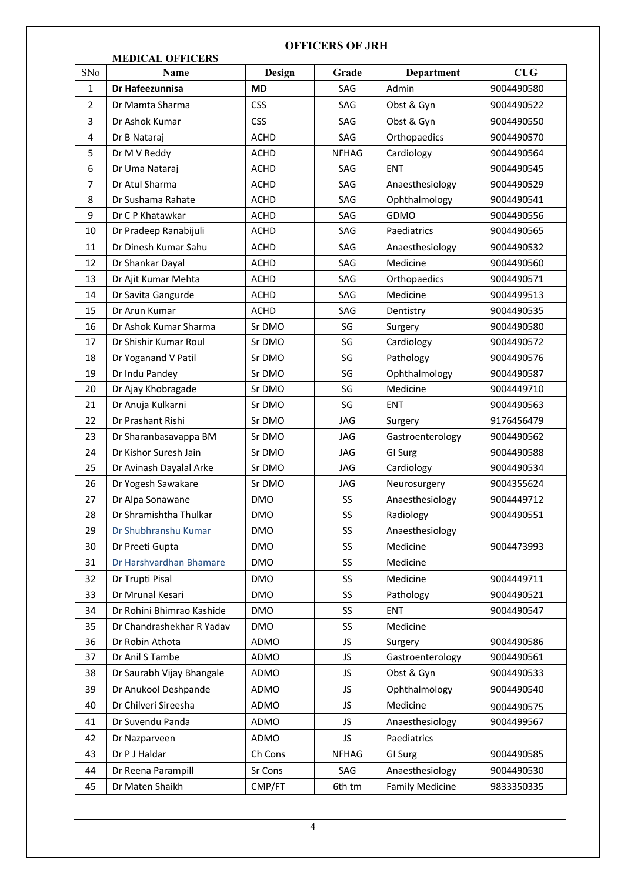# OFFICERS OF JRH

## MEDICAL OFFICERS

| SNo | Name | Design | Grade | Department | CUG |
|---|---|---|---|---|---|
| 1 | **Dr Hafeezunnisa** | **MD** | SAG | Admin | 9004490580 |
| 2 | Dr Mamta Sharma | CSS | SAG | Obst & Gyn | 9004490522 |
| 3 | Dr Ashok Kumar | CSS | SAG | Obst & Gyn | 9004490550 |
| 4 | Dr B Nataraj | ACHD | SAG | Orthopaedics | 9004490570 |
| 5 | Dr M V Reddy | ACHD | NFHAG | Cardiology | 9004490564 |
| 6 | Dr Uma Nataraj | ACHD | SAG | ENT | 9004490545 |
| 7 | Dr Atul Sharma | ACHD | SAG | Anaesthesiology | 9004490529 |
| 8 | Dr Sushama Rahate | ACHD | SAG | Ophthalmology | 9004490541 |
| 9 | Dr C P Khatawkar | ACHD | SAG | GDMO | 9004490556 |
| 10 | Dr Pradeep Ranabijuli | ACHD | SAG | Paediatrics | 9004490565 |
| 11 | Dr Dinesh Kumar Sahu | ACHD | SAG | Anaesthesiology | 9004490532 |
| 12 | Dr Shankar Dayal | ACHD | SAG | Medicine | 9004490560 |
| 13 | Dr Ajit Kumar Mehta | ACHD | SAG | Orthopaedics | 9004490571 |
| 14 | Dr Savita Gangurde | ACHD | SAG | Medicine | 9004499513 |
| 15 | Dr Arun Kumar | ACHD | SAG | Dentistry | 9004490535 |
| 16 | Dr Ashok Kumar Sharma | Sr DMO | SG | Surgery | 9004490580 |
| 17 | Dr Shishir Kumar Roul | Sr DMO | SG | Cardiology | 9004490572 |
| 18 | Dr Yoganand V Patil | Sr DMO | SG | Pathology | 9004490576 |
| 19 | Dr Indu Pandey | Sr DMO | SG | Ophthalmology | 9004490587 |
| 20 | Dr Ajay Khobragade | Sr DMO | SG | Medicine | 9004449710 |
| 21 | Dr Anuja Kulkarni | Sr DMO | SG | ENT | 9004490563 |
| 22 | Dr Prashant Rishi | Sr DMO | JAG | Surgery | 9176456479 |
| 23 | Dr Sharanbasavappa BM | Sr DMO | JAG | Gastroenterology | 9004490562 |
| 24 | Dr Kishor Suresh Jain | Sr DMO | JAG | GI Surg | 9004490588 |
| 25 | Dr Avinash Dayalal Arke | Sr DMO | JAG | Cardiology | 9004490534 |
| 26 | Dr Yogesh Sawakare | Sr DMO | JAG | Neurosurgery | 9004355624 |
| 27 | Dr Alpa Sonawane | DMO | SS | Anaesthesiology | 9004449712 |
| 28 | Dr Shramishtha Thulkar | DMO | SS | Radiology | 9004490551 |
| 29 | Dr Shubhranshu Kumar | DMO | SS | Anaesthesiology | |
| 30 | Dr Preeti Gupta | DMO | SS | Medicine | 9004473993 |
| 31 | Dr Harshvardhan Bhamare | DMO | SS | Medicine | |
| 32 | Dr Trupti Pisal | DMO | SS | Medicine | 9004449711 |
| 33 | Dr Mrunal Kesari | DMO | SS | Pathology | 9004490521 |
| 34 | Dr Rohini Bhimrao Kashide | DMO | SS | ENT | 9004490547 |
| 35 | Dr Chandrashekhar R Yadav | DMO | SS | Medicine | |
| 36 | Dr Robin Athota | ADMO | JS | Surgery | 9004490586 |
| 37 | Dr Anil S Tambe | ADMO | JS | Gastroenterology | 9004490561 |
| 38 | Dr Saurabh Vijay Bhangale | ADMO | JS | Obst & Gyn | 9004490533 |
| 39 | Dr Anukool Deshpande | ADMO | JS | Ophthalmology | 9004490540 |
| 40 | Dr Chilveri Sireesha | ADMO | JS | Medicine | 9004490575 |
| 41 | Dr Suvendu Panda | ADMO | JS | Anaesthesiology | 9004499567 |
| 42 | Dr Nazparveen | ADMO | JS | Paediatrics | |
| 43 | Dr P J Haldar | Ch Cons | NFHAG | GI Surg | 9004490585 |
| 44 | Dr Reena Parampill | Sr Cons | SAG | Anaesthesiology | 9004490530 |
| 45 | Dr Maten Shaikh | CMP/FT | 6th tm | Family Medicine | 9833350335 |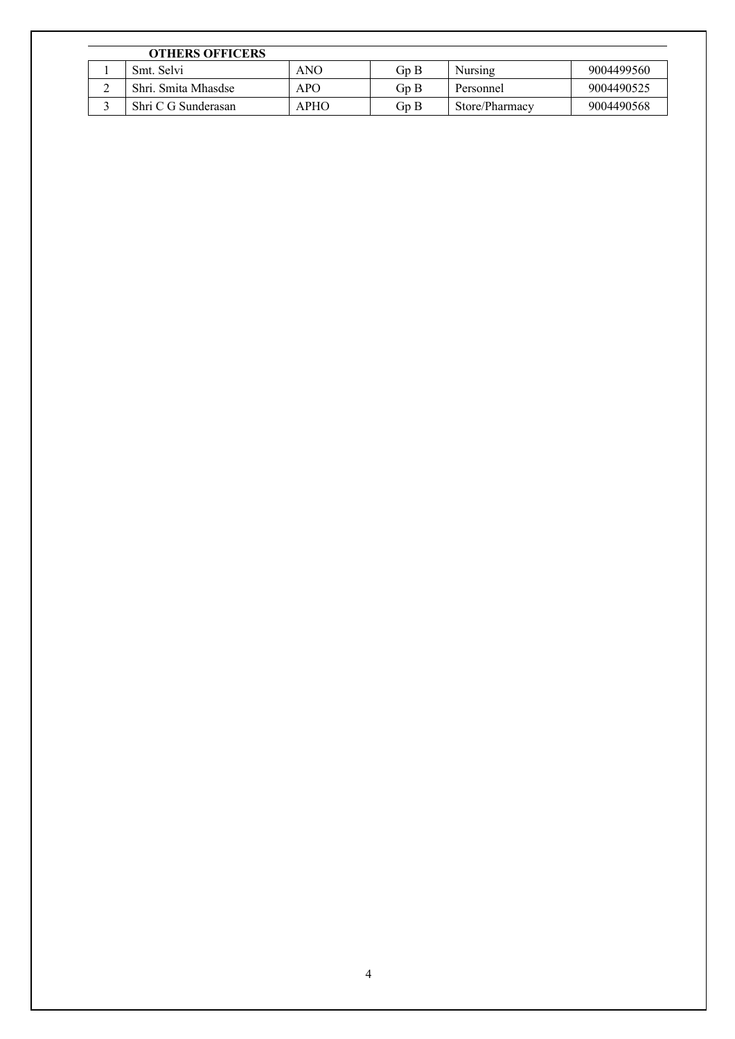**OTHERS OFFICERS**

| | | | | | |
|---|---|---|---|---|---|
| 1 | Smt. Selvi | ANO | Gp B | Nursing | 9004499560 |
| 2 | Shri. Smita Mhasdse | APO | Gp B | Personnel | 9004490525 |
| 3 | Shri C G Sunderasan | APHO | Gp B | Store/Pharmacy | 9004490568 |